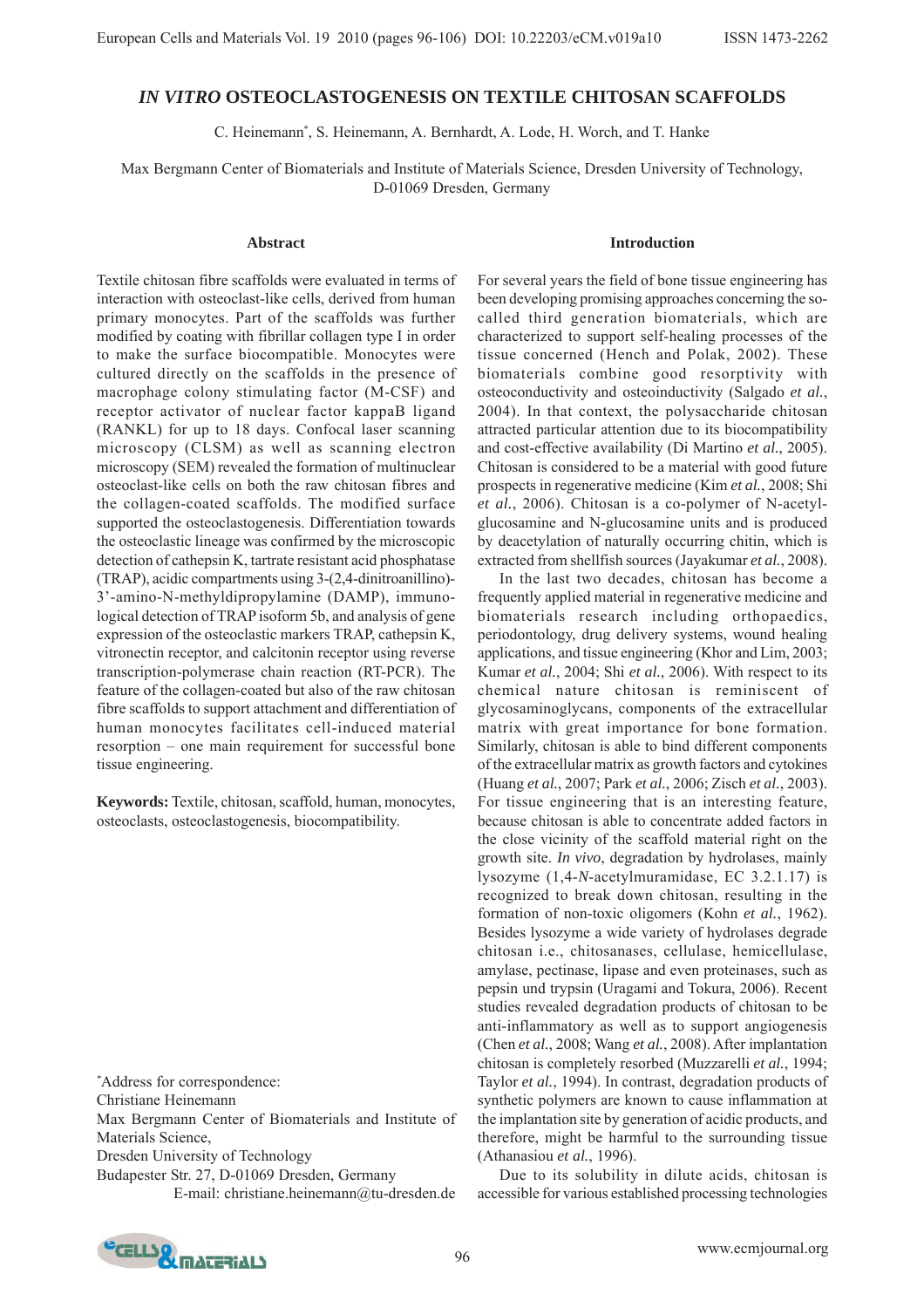# *IN VITRO* OSTEOCLASTOGENESIS ON TEXTILE CHITOSAN SCAFFOLDS

C. Heinemann*, S. Heinemann, A. Bernhardt, A. Lode, H. Worch, and T. Hanke

Max Bergmann Center of Biomaterials and Institute of Materials Science, Dresden University of Technology, D-01069 Dresden, Germany

## Abstract

Textile chitosan fibre scaffolds were evaluated in terms of interaction with osteoclast-like cells, derived from human primary monocytes. Part of the scaffolds was further modified by coating with fibrillar collagen type I in order to make the surface biocompatible. Monocytes were cultured directly on the scaffolds in the presence of macrophage colony stimulating factor (M-CSF) and receptor activator of nuclear factor kappaB ligand (RANKL) for up to 18 days. Confocal laser scanning microscopy (CLSM) as well as scanning electron microscopy (SEM) revealed the formation of multinuclear osteoclast-like cells on both the raw chitosan fibres and the collagen-coated scaffolds. The modified surface supported the osteoclastogenesis. Differentiation towards the osteoclastic lineage was confirmed by the microscopic detection of cathepsin K, tartrate resistant acid phosphatase (TRAP), acidic compartments using 3-(2,4-dinitroanillino)-3'-amino-N-methyldipropylamine (DAMP), immunological detection of TRAP isoform 5b, and analysis of gene expression of the osteoclastic markers TRAP, cathepsin K, vitronectin receptor, and calcitonin receptor using reverse transcription-polymerase chain reaction (RT-PCR). The feature of the collagen-coated but also of the raw chitosan fibre scaffolds to support attachment and differentiation of human monocytes facilitates cell-induced material resorption – one main requirement for successful bone tissue engineering.

**Keywords:** Textile, chitosan, scaffold, human, monocytes, osteoclasts, osteoclastogenesis, biocompatibility.

*Address for correspondence:
Christiane Heinemann
Max Bergmann Center of Biomaterials and Institute of Materials Science,
Dresden University of Technology
Budapester Str. 27, D-01069 Dresden, Germany
E-mail: christiane.heinemann@tu-dresden.de

## Introduction

For several years the field of bone tissue engineering has been developing promising approaches concerning the so-called third generation biomaterials, which are characterized to support self-healing processes of the tissue concerned (Hench and Polak, 2002). These biomaterials combine good resorptivity with osteoconductivity and osteoinductivity (Salgado *et al.*, 2004). In that context, the polysaccharide chitosan attracted particular attention due to its biocompatibility and cost-effective availability (Di Martino *et al.*, 2005). Chitosan is considered to be a material with good future prospects in regenerative medicine (Kim *et al.*, 2008; Shi *et al.*, 2006). Chitosan is a co-polymer of N-acetyl-glucosamine and N-glucosamine units and is produced by deacetylation of naturally occurring chitin, which is extracted from shellfish sources (Jayakumar *et al.*, 2008).

In the last two decades, chitosan has become a frequently applied material in regenerative medicine and biomaterials research including orthopaedics, periodontology, drug delivery systems, wound healing applications, and tissue engineering (Khor and Lim, 2003; Kumar *et al.*, 2004; Shi *et al.*, 2006). With respect to its chemical nature chitosan is reminiscent of glycosaminoglycans, components of the extracellular matrix with great importance for bone formation. Similarly, chitosan is able to bind different components of the extracellular matrix as growth factors and cytokines (Huang *et al.*, 2007; Park *et al.*, 2006; Zisch *et al.*, 2003). For tissue engineering that is an interesting feature, because chitosan is able to concentrate added factors in the close vicinity of the scaffold material right on the growth site. *In vivo*, degradation by hydrolases, mainly lysozyme (1,4-*N*-acetylmuramidase, EC 3.2.1.17) is recognized to break down chitosan, resulting in the formation of non-toxic oligomers (Kohn *et al.*, 1962). Besides lysozyme a wide variety of hydrolases degrade chitosan i.e., chitosanases, cellulase, hemicellulase, amylase, pectinase, lipase and even proteinases, such as pepsin und trypsin (Uragami and Tokura, 2006). Recent studies revealed degradation products of chitosan to be anti-inflammatory as well as to support angiogenesis (Chen *et al.*, 2008; Wang *et al.*, 2008). After implantation chitosan is completely resorbed (Muzzarelli *et al.*, 1994; Taylor *et al.*, 1994). In contrast, degradation products of synthetic polymers are known to cause inflammation at the implantation site by generation of acidic products, and therefore, might be harmful to the surrounding tissue (Athanasiou *et al.*, 1996).

Due to its solubility in dilute acids, chitosan is accessible for various established processing technologies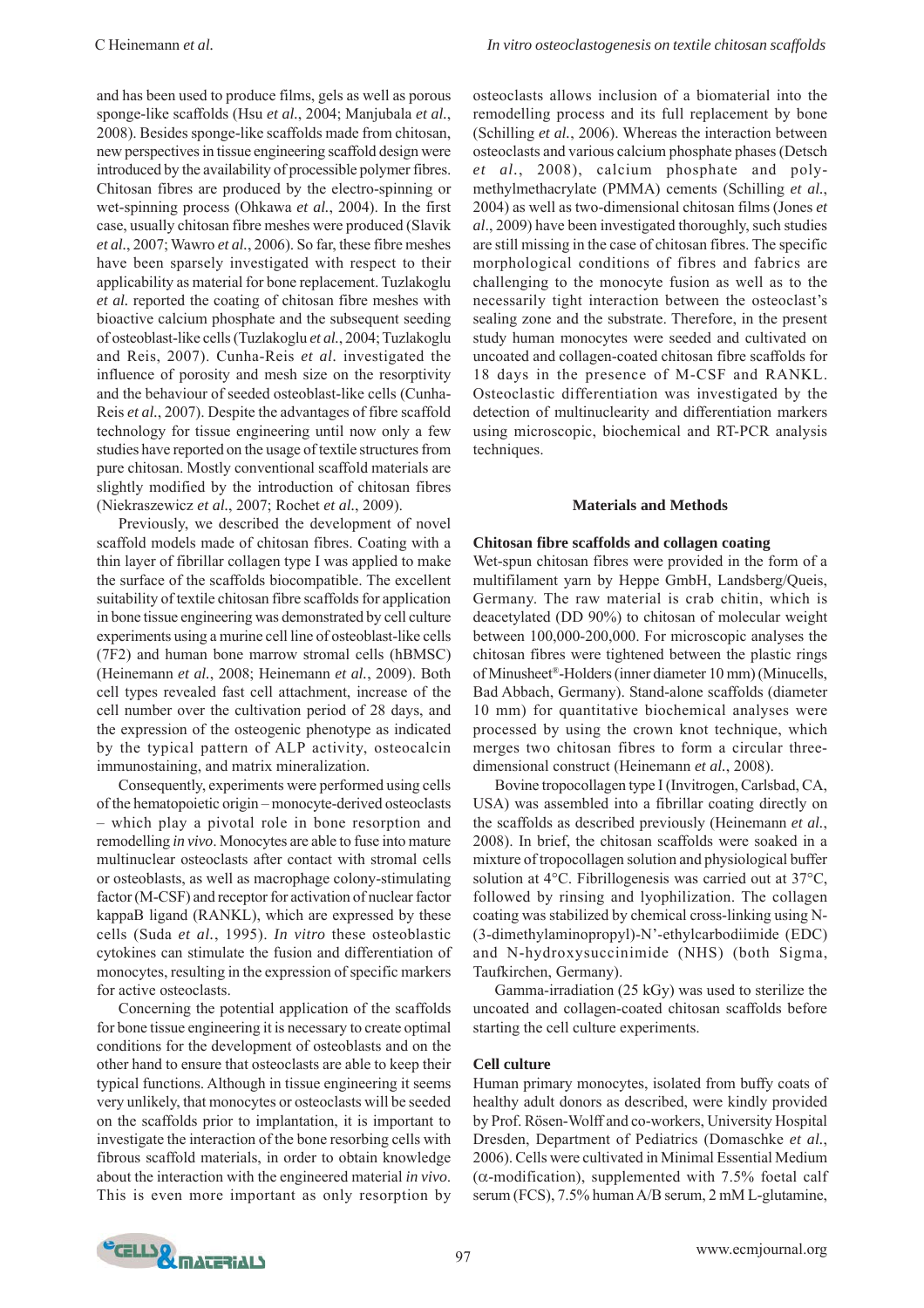and has been used to produce films, gels as well as porous sponge-like scaffolds (Hsu *et al.*, 2004; Manjubala *et al.*, 2008). Besides sponge-like scaffolds made from chitosan, new perspectives in tissue engineering scaffold design were introduced by the availability of processible polymer fibres. Chitosan fibres are produced by the electro-spinning or wet-spinning process (Ohkawa *et al.*, 2004). In the first case, usually chitosan fibre meshes were produced (Slavik *et al.*, 2007; Wawro *et al.*, 2006). So far, these fibre meshes have been sparsely investigated with respect to their applicability as material for bone replacement. Tuzlakoglu *et al.* reported the coating of chitosan fibre meshes with bioactive calcium phosphate and the subsequent seeding of osteoblast-like cells (Tuzlakoglu *et al.*, 2004; Tuzlakoglu and Reis, 2007). Cunha-Reis *et al.* investigated the influence of porosity and mesh size on the resorptivity and the behaviour of seeded osteoblast-like cells (Cunha-Reis *et al.*, 2007). Despite the advantages of fibre scaffold technology for tissue engineering until now only a few studies have reported on the usage of textile structures from pure chitosan. Mostly conventional scaffold materials are slightly modified by the introduction of chitosan fibres (Niekraszewicz *et al.*, 2007; Rochet *et al.*, 2009).

Previously, we described the development of novel scaffold models made of chitosan fibres. Coating with a thin layer of fibrillar collagen type I was applied to make the surface of the scaffolds biocompatible. The excellent suitability of textile chitosan fibre scaffolds for application in bone tissue engineering was demonstrated by cell culture experiments using a murine cell line of osteoblast-like cells (7F2) and human bone marrow stromal cells (hBMSC) (Heinemann *et al.*, 2008; Heinemann *et al.*, 2009). Both cell types revealed fast cell attachment, increase of the cell number over the cultivation period of 28 days, and the expression of the osteogenic phenotype as indicated by the typical pattern of ALP activity, osteocalcin immunostaining, and matrix mineralization.

Consequently, experiments were performed using cells of the hematopoietic origin – monocyte-derived osteoclasts – which play a pivotal role in bone resorption and remodelling *in vivo*. Monocytes are able to fuse into mature multinuclear osteoclasts after contact with stromal cells or osteoblasts, as well as macrophage colony-stimulating factor (M-CSF) and receptor for activation of nuclear factor kappaB ligand (RANKL), which are expressed by these cells (Suda *et al.*, 1995). *In vitro* these osteoblastic cytokines can stimulate the fusion and differentiation of monocytes, resulting in the expression of specific markers for active osteoclasts.

Concerning the potential application of the scaffolds for bone tissue engineering it is necessary to create optimal conditions for the development of osteoblasts and on the other hand to ensure that osteoclasts are able to keep their typical functions. Although in tissue engineering it seems very unlikely, that monocytes or osteoclasts will be seeded on the scaffolds prior to implantation, it is important to investigate the interaction of the bone resorbing cells with fibrous scaffold materials, in order to obtain knowledge about the interaction with the engineered material *in vivo*. This is even more important as only resorption by osteoclasts allows inclusion of a biomaterial into the remodelling process and its full replacement by bone (Schilling *et al.*, 2006). Whereas the interaction between osteoclasts and various calcium phosphate phases (Detsch *et al.*, 2008), calcium phosphate and poly-methylmethacrylate (PMMA) cements (Schilling *et al.*, 2004) as well as two-dimensional chitosan films (Jones *et al*., 2009) have been investigated thoroughly, such studies are still missing in the case of chitosan fibres. The specific morphological conditions of fibres and fabrics are challenging to the monocyte fusion as well as to the necessarily tight interaction between the osteoclast's sealing zone and the substrate. Therefore, in the present study human monocytes were seeded and cultivated on uncoated and collagen-coated chitosan fibre scaffolds for 18 days in the presence of M-CSF and RANKL. Osteoclastic differentiation was investigated by the detection of multinuclearity and differentiation markers using microscopic, biochemical and RT-PCR analysis techniques.

## Materials and Methods

### Chitosan fibre scaffolds and collagen coating

Wet-spun chitosan fibres were provided in the form of a multifilament yarn by Heppe GmbH, Landsberg/Queis, Germany. The raw material is crab chitin, which is deacetylated (DD 90%) to chitosan of molecular weight between 100,000-200,000. For microscopic analyses the chitosan fibres were tightened between the plastic rings of Minusheet®-Holders (inner diameter 10 mm) (Minucells, Bad Abbach, Germany). Stand-alone scaffolds (diameter 10 mm) for quantitative biochemical analyses were processed by using the crown knot technique, which merges two chitosan fibres to form a circular three-dimensional construct (Heinemann *et al.*, 2008).

Bovine tropocollagen type I (Invitrogen, Carlsbad, CA, USA) was assembled into a fibrillar coating directly on the scaffolds as described previously (Heinemann *et al.*, 2008). In brief, the chitosan scaffolds were soaked in a mixture of tropocollagen solution and physiological buffer solution at 4°C. Fibrillogenesis was carried out at 37°C, followed by rinsing and lyophilization. The collagen coating was stabilized by chemical cross-linking using N-(3-dimethylaminopropyl)-N'-ethylcarbodiimide (EDC) and N-hydroxysuccinimide (NHS) (both Sigma, Taufkirchen, Germany).

Gamma-irradiation (25 kGy) was used to sterilize the uncoated and collagen-coated chitosan scaffolds before starting the cell culture experiments.

### Cell culture

Human primary monocytes, isolated from buffy coats of healthy adult donors as described, were kindly provided by Prof. Rösen-Wolff and co-workers, University Hospital Dresden, Department of Pediatrics (Domaschke *et al.*, 2006). Cells were cultivated in Minimal Essential Medium ($\alpha$-modification), supplemented with 7.5% foetal calf serum (FCS), 7.5% human A/B serum, 2 mM L-glutamine,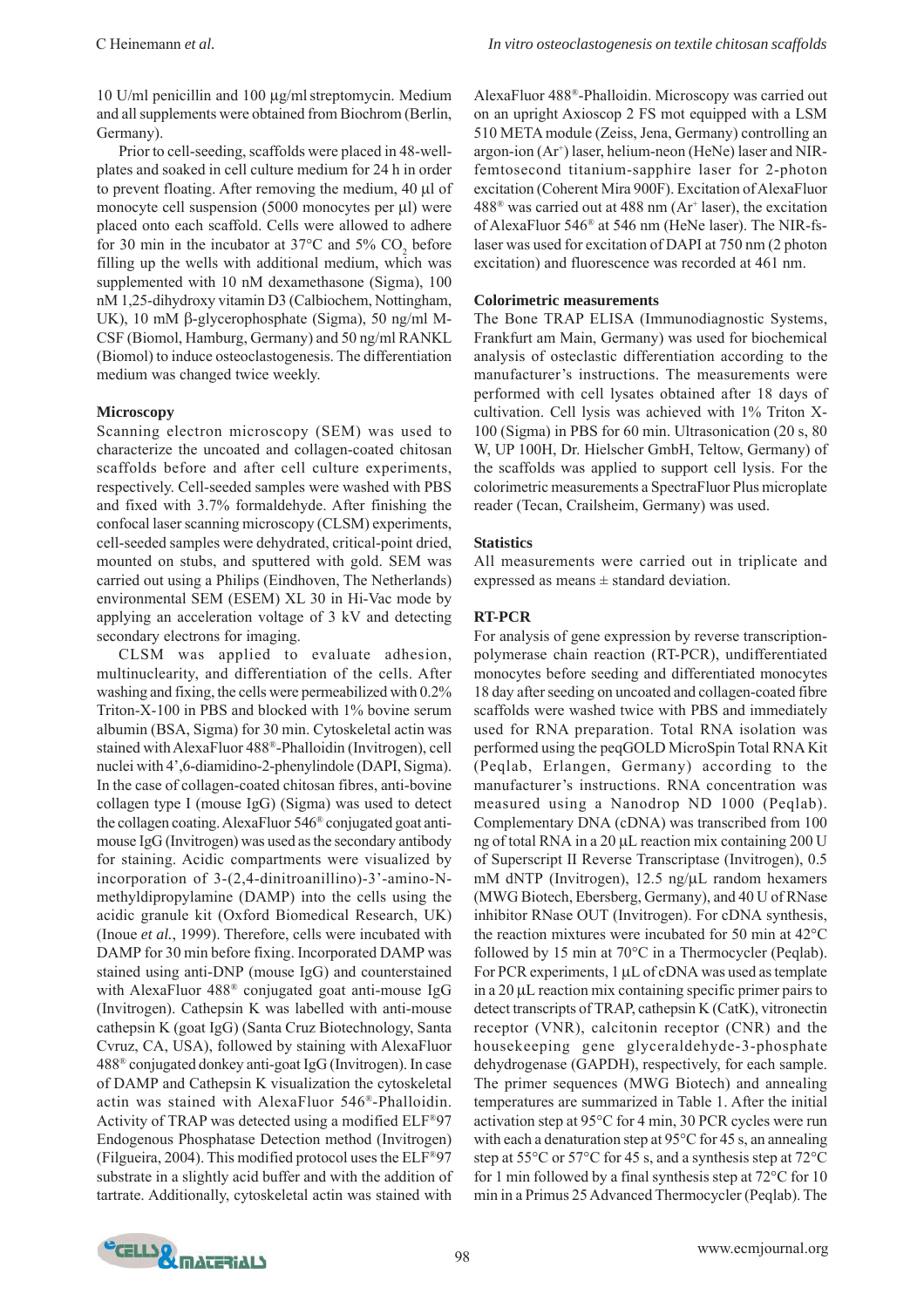10 U/ml penicillin and 100 µg/ml streptomycin. Medium and all supplements were obtained from Biochrom (Berlin, Germany).

Prior to cell-seeding, scaffolds were placed in 48-well-plates and soaked in cell culture medium for 24 h in order to prevent floating. After removing the medium, 40 µl of monocyte cell suspension (5000 monocytes per µl) were placed onto each scaffold. Cells were allowed to adhere for 30 min in the incubator at 37°C and 5% $CO_2$ before filling up the wells with additional medium, which was supplemented with 10 nM dexamethasone (Sigma), 100 nM 1,25-dihydroxy vitamin D3 (Calbiochem, Nottingham, UK), 10 mM β-glycerophosphate (Sigma), 50 ng/ml M-CSF (Biomol, Hamburg, Germany) and 50 ng/ml RANKL (Biomol) to induce osteoclastogenesis. The differentiation medium was changed twice weekly.

### Microscopy

Scanning electron microscopy (SEM) was used to characterize the uncoated and collagen-coated chitosan scaffolds before and after cell culture experiments, respectively. Cell-seeded samples were washed with PBS and fixed with 3.7% formaldehyde. After finishing the confocal laser scanning microscopy (CLSM) experiments, cell-seeded samples were dehydrated, critical-point dried, mounted on stubs, and sputtered with gold. SEM was carried out using a Philips (Eindhoven, The Netherlands) environmental SEM (ESEM) XL 30 in Hi-Vac mode by applying an acceleration voltage of 3 kV and detecting secondary electrons for imaging.

CLSM was applied to evaluate adhesion, multinuclearity, and differentiation of the cells. After washing and fixing, the cells were permeabilized with 0.2% Triton-X-100 in PBS and blocked with 1% bovine serum albumin (BSA, Sigma) for 30 min. Cytoskeletal actin was stained with AlexaFluor 488®-Phalloidin (Invitrogen), cell nuclei with 4',6-diamidino-2-phenylindole (DAPI, Sigma). In the case of collagen-coated chitosan fibres, anti-bovine collagen type I (mouse IgG) (Sigma) was used to detect the collagen coating. AlexaFluor 546® conjugated goat anti-mouse IgG (Invitrogen) was used as the secondary antibody for staining. Acidic compartments were visualized by incorporation of 3-(2,4-dinitroanillino)-3'-amino-N-methyldipropylamine (DAMP) into the cells using the acidic granule kit (Oxford Biomedical Research, UK) (Inoue *et al.*, 1999). Therefore, cells were incubated with DAMP for 30 min before fixing. Incorporated DAMP was stained using anti-DNP (mouse IgG) and counterstained with AlexaFluor 488® conjugated goat anti-mouse IgG (Invitrogen). Cathepsin K was labelled with anti-mouse cathepsin K (goat IgG) (Santa Cruz Biotechnology, Santa Cvruz, CA, USA), followed by staining with AlexaFluor 488® conjugated donkey anti-goat IgG (Invitrogen). In case of DAMP and Cathepsin K visualization the cytoskeletal actin was stained with AlexaFluor 546®-Phalloidin. Activity of TRAP was detected using a modified ELF®97 Endogenous Phosphatase Detection method (Invitrogen) (Filgueira, 2004). This modified protocol uses the ELF®97 substrate in a slightly acid buffer and with the addition of tartrate. Additionally, cytoskeletal actin was stained with AlexaFluor 488®-Phalloidin. Microscopy was carried out on an upright Axioscop 2 FS mot equipped with a LSM 510 META module (Zeiss, Jena, Germany) controlling an argon-ion ($Ar^+$) laser, helium-neon (HeNe) laser and NIR-femtosecond titanium-sapphire laser for 2-photon excitation (Coherent Mira 900F). Excitation of AlexaFluor 488® was carried out at 488 nm ($Ar^+$ laser), the excitation of AlexaFluor 546® at 546 nm (HeNe laser). The NIR-fs-laser was used for excitation of DAPI at 750 nm (2 photon excitation) and fluorescence was recorded at 461 nm.

### Colorimetric measurements

The Bone TRAP ELISA (Immunodiagnostic Systems, Frankfurt am Main, Germany) was used for biochemical analysis of osteclastic differentiation according to the manufacturer's instructions. The measurements were performed with cell lysates obtained after 18 days of cultivation. Cell lysis was achieved with 1% Triton X-100 (Sigma) in PBS for 60 min. Ultrasonication (20 s, 80 W, UP 100H, Dr. Hielscher GmbH, Teltow, Germany) of the scaffolds was applied to support cell lysis. For the colorimetric measurements a SpectraFluor Plus microplate reader (Tecan, Crailsheim, Germany) was used.

### Statistics

All measurements were carried out in triplicate and expressed as means ± standard deviation.

### RT-PCR

For analysis of gene expression by reverse transcription-polymerase chain reaction (RT-PCR), undifferentiated monocytes before seeding and differentiated monocytes 18 day after seeding on uncoated and collagen-coated fibre scaffolds were washed twice with PBS and immediately used for RNA preparation. Total RNA isolation was performed using the peqGOLD MicroSpin Total RNA Kit (Peqlab, Erlangen, Germany) according to the manufacturer's instructions. RNA concentration was measured using a Nanodrop ND 1000 (Peqlab). Complementary DNA (cDNA) was transcribed from 100 ng of total RNA in a 20 µL reaction mix containing 200 U of Superscript II Reverse Transcriptase (Invitrogen), 0.5 mM dNTP (Invitrogen), 12.5 ng/µL random hexamers (MWG Biotech, Ebersberg, Germany), and 40 U of RNase inhibitor RNase OUT (Invitrogen). For cDNA synthesis, the reaction mixtures were incubated for 50 min at 42°C followed by 15 min at 70°C in a Thermocycler (Peqlab). For PCR experiments, 1 µL of cDNA was used as template in a 20 µL reaction mix containing specific primer pairs to detect transcripts of TRAP, cathepsin K (CatK), vitronectin receptor (VNR), calcitonin receptor (CNR) and the housekeeping gene glyceraldehyde-3-phosphate dehydrogenase (GAPDH), respectively, for each sample. The primer sequences (MWG Biotech) and annealing temperatures are summarized in Table 1. After the initial activation step at 95°C for 4 min, 30 PCR cycles were run with each a denaturation step at 95°C for 45 s, an annealing step at 55°C or 57°C for 45 s, and a synthesis step at 72°C for 1 min followed by a final synthesis step at 72°C for 10 min in a Primus 25 Advanced Thermocycler (Peqlab). The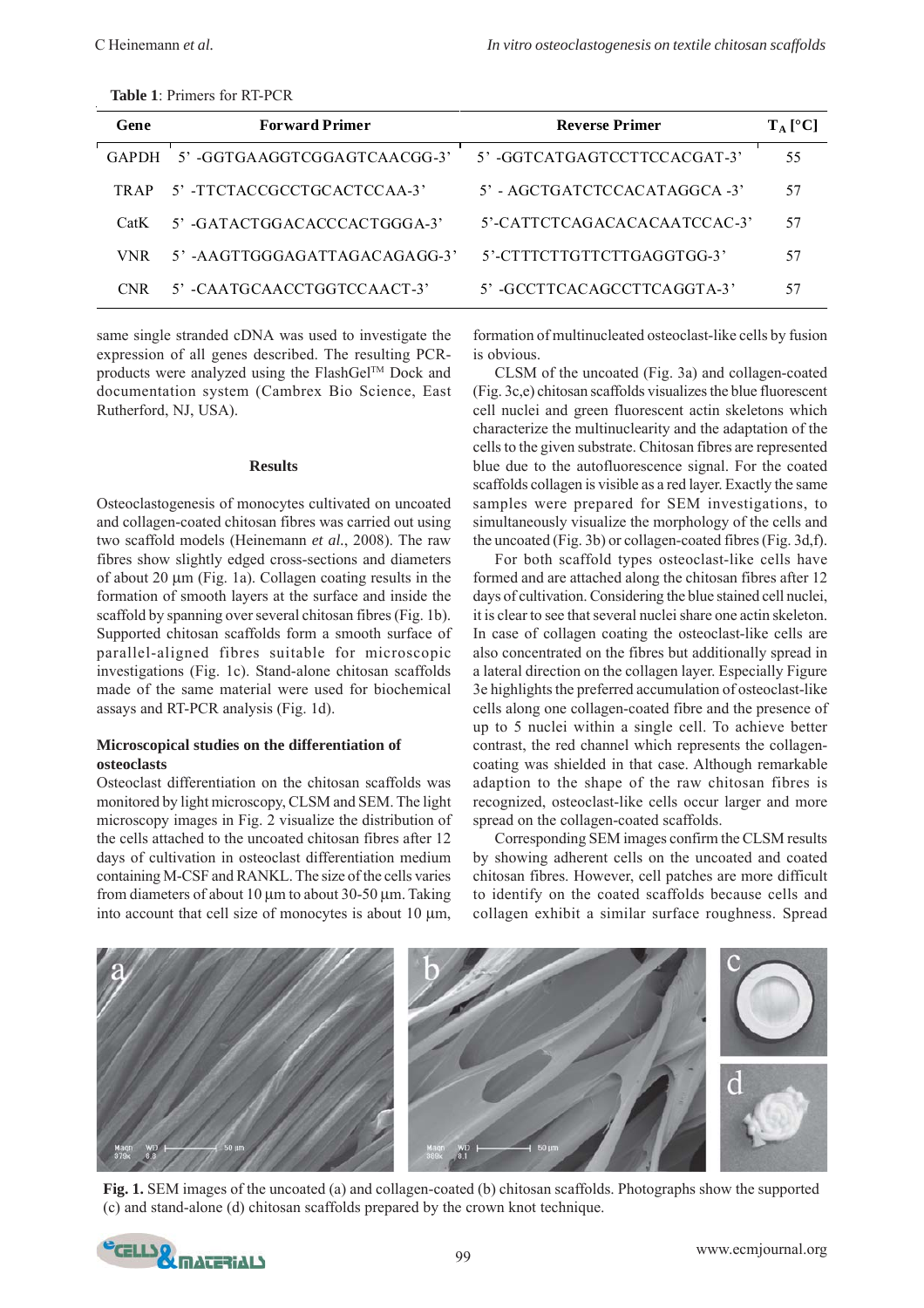**Table 1**: Primers for RT-PCR

| Gene | Forward Primer | Reverse Primer | $T_A$ [°C] |
|---|---|---|---|
| GAPDH | 5' -GGTGAAGGTCGGAGTCAACGG-3' | 5' -GGTCATGAGTCCTTCCACGAT-3' | 55 |
| TRAP | 5' -TTCTACCGCCTGCACTCCAA-3' | 5' - AGCTGATCTCCACATAGGCA -3' | 57 |
| CatK | 5' -GATACTGGACACCCACTGGGA-3' | 5'-CATTCTCAGACACACAATCCAC-3' | 57 |
| VNR | 5' -AAGTTGGGAGATTAGACAGAGG-3' | 5'-CTTTCTTGTTCTTGAGGTGG-3' | 57 |
| CNR | 5' -CAATGCAACCTGGTCCAACT-3' | 5' -GCCTTCACAGCCTTCAGGTA-3' | 57 |

same single stranded cDNA was used to investigate the expression of all genes described. The resulting PCR-products were analyzed using the FlashGel™ Dock and documentation system (Cambrex Bio Science, East Rutherford, NJ, USA).

## Results

Osteoclastogenesis of monocytes cultivated on uncoated and collagen-coated chitosan fibres was carried out using two scaffold models (Heinemann *et al.*, 2008). The raw fibres show slightly edged cross-sections and diameters of about 20 µm (Fig. 1a). Collagen coating results in the formation of smooth layers at the surface and inside the scaffold by spanning over several chitosan fibres (Fig. 1b). Supported chitosan scaffolds form a smooth surface of parallel-aligned fibres suitable for microscopic investigations (Fig. 1c). Stand-alone chitosan scaffolds made of the same material were used for biochemical assays and RT-PCR analysis (Fig. 1d).

### Microscopical studies on the differentiation of osteoclasts

Osteoclast differentiation on the chitosan scaffolds was monitored by light microscopy, CLSM and SEM. The light microscopy images in Fig. 2 visualize the distribution of the cells attached to the uncoated chitosan fibres after 12 days of cultivation in osteoclast differentiation medium containing M-CSF and RANKL. The size of the cells varies from diameters of about 10 µm to about 30-50 µm. Taking into account that cell size of monocytes is about 10 µm, formation of multinucleated osteoclast-like cells by fusion is obvious.

CLSM of the uncoated (Fig. 3a) and collagen-coated (Fig. 3c,e) chitosan scaffolds visualizes the blue fluorescent cell nuclei and green fluorescent actin skeletons which characterize the multinuclearity and the adaptation of the cells to the given substrate. Chitosan fibres are represented blue due to the autofluorescence signal. For the coated scaffolds collagen is visible as a red layer. Exactly the same samples were prepared for SEM investigations, to simultaneously visualize the morphology of the cells and the uncoated (Fig. 3b) or collagen-coated fibres (Fig. 3d,f).

For both scaffold types osteoclast-like cells have formed and are attached along the chitosan fibres after 12 days of cultivation. Considering the blue stained cell nuclei, it is clear to see that several nuclei share one actin skeleton. In case of collagen coating the osteoclast-like cells are also concentrated on the fibres but additionally spread in a lateral direction on the collagen layer. Especially Figure 3e highlights the preferred accumulation of osteoclast-like cells along one collagen-coated fibre and the presence of up to 5 nuclei within a single cell. To achieve better contrast, the red channel which represents the collagen-coating was shielded in that case. Although remarkable adaption to the shape of the raw chitosan fibres is recognized, osteoclast-like cells occur larger and more spread on the collagen-coated scaffolds.

Corresponding SEM images confirm the CLSM results by showing adherent cells on the uncoated and coated chitosan fibres. However, cell patches are more difficult to identify on the coated scaffolds because cells and collagen exhibit a similar surface roughness. Spread

**Fig. 1.** SEM images of the uncoated (a) and collagen-coated (b) chitosan scaffolds. Photographs show the supported (c) and stand-alone (d) chitosan scaffolds prepared by the crown knot technique.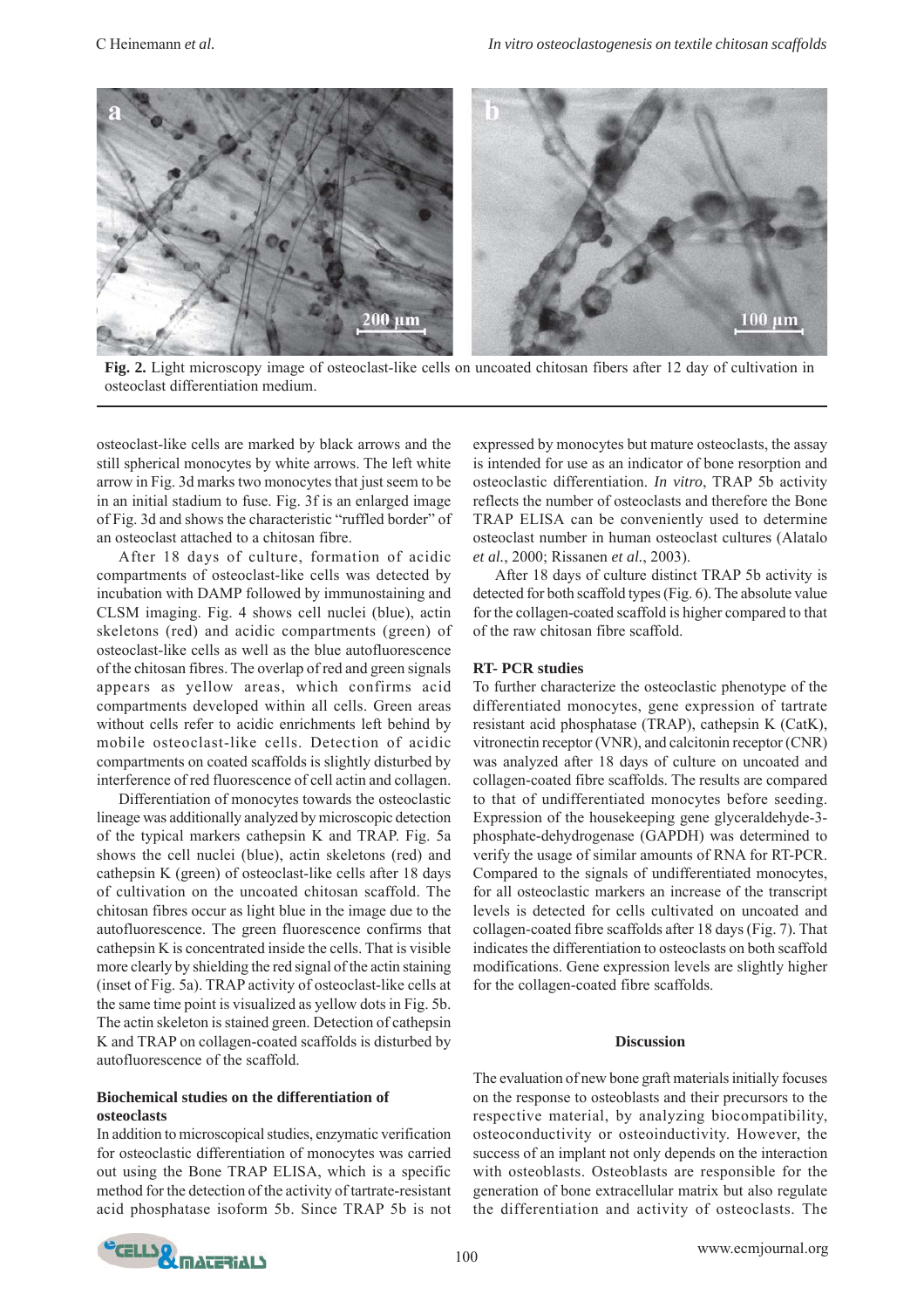**Fig. 2.** Light microscopy image of osteoclast-like cells on uncoated chitosan fibers after 12 day of cultivation in osteoclast differentiation medium.

osteoclast-like cells are marked by black arrows and the still spherical monocytes by white arrows. The left white arrow in Fig. 3d marks two monocytes that just seem to be in an initial stadium to fuse. Fig. 3f is an enlarged image of Fig. 3d and shows the characteristic "ruffled border" of an osteoclast attached to a chitosan fibre.

After 18 days of culture, formation of acidic compartments of osteoclast-like cells was detected by incubation with DAMP followed by immunostaining and CLSM imaging. Fig. 4 shows cell nuclei (blue), actin skeletons (red) and acidic compartments (green) of osteoclast-like cells as well as the blue autofluorescence of the chitosan fibres. The overlap of red and green signals appears as yellow areas, which confirms acid compartments developed within all cells. Green areas without cells refer to acidic enrichments left behind by mobile osteoclast-like cells. Detection of acidic compartments on coated scaffolds is slightly disturbed by interference of red fluorescence of cell actin and collagen.

Differentiation of monocytes towards the osteoclastic lineage was additionally analyzed by microscopic detection of the typical markers cathepsin K and TRAP. Fig. 5a shows the cell nuclei (blue), actin skeletons (red) and cathepsin K (green) of osteoclast-like cells after 18 days of cultivation on the uncoated chitosan scaffold. The chitosan fibres occur as light blue in the image due to the autofluorescence. The green fluorescence confirms that cathepsin K is concentrated inside the cells. That is visible more clearly by shielding the red signal of the actin staining (inset of Fig. 5a). TRAP activity of osteoclast-like cells at the same time point is visualized as yellow dots in Fig. 5b. The actin skeleton is stained green. Detection of cathepsin K and TRAP on collagen-coated scaffolds is disturbed by autofluorescence of the scaffold.

### Biochemical studies on the differentiation of osteoclasts

In addition to microscopical studies, enzymatic verification for osteoclastic differentiation of monocytes was carried out using the Bone TRAP ELISA, which is a specific method for the detection of the activity of tartrate-resistant acid phosphatase isoform 5b. Since TRAP 5b is not expressed by monocytes but mature osteoclasts, the assay is intended for use as an indicator of bone resorption and osteoclastic differentiation. *In vitro*, TRAP 5b activity reflects the number of osteoclasts and therefore the Bone TRAP ELISA can be conveniently used to determine osteoclast number in human osteoclast cultures (Alatalo *et al.*, 2000; Rissanen *et al.*, 2003).

After 18 days of culture distinct TRAP 5b activity is detected for both scaffold types (Fig. 6). The absolute value for the collagen-coated scaffold is higher compared to that of the raw chitosan fibre scaffold.

### RT- PCR studies

To further characterize the osteoclastic phenotype of the differentiated monocytes, gene expression of tartrate resistant acid phosphatase (TRAP), cathepsin K (CatK), vitronectin receptor (VNR), and calcitonin receptor (CNR) was analyzed after 18 days of culture on uncoated and collagen-coated fibre scaffolds. The results are compared to that of undifferentiated monocytes before seeding. Expression of the housekeeping gene glyceraldehyde-3-phosphate-dehydrogenase (GAPDH) was determined to verify the usage of similar amounts of RNA for RT-PCR. Compared to the signals of undifferentiated monocytes, for all osteoclastic markers an increase of the transcript levels is detected for cells cultivated on uncoated and collagen-coated fibre scaffolds after 18 days (Fig. 7). That indicates the differentiation to osteoclasts on both scaffold modifications. Gene expression levels are slightly higher for the collagen-coated fibre scaffolds.

## Discussion

The evaluation of new bone graft materials initially focuses on the response to osteoblasts and their precursors to the respective material, by analyzing biocompatibility, osteoconductivity or osteoinductivity. However, the success of an implant not only depends on the interaction with osteoblasts. Osteoblasts are responsible for the generation of bone extracellular matrix but also regulate the differentiation and activity of osteoclasts. The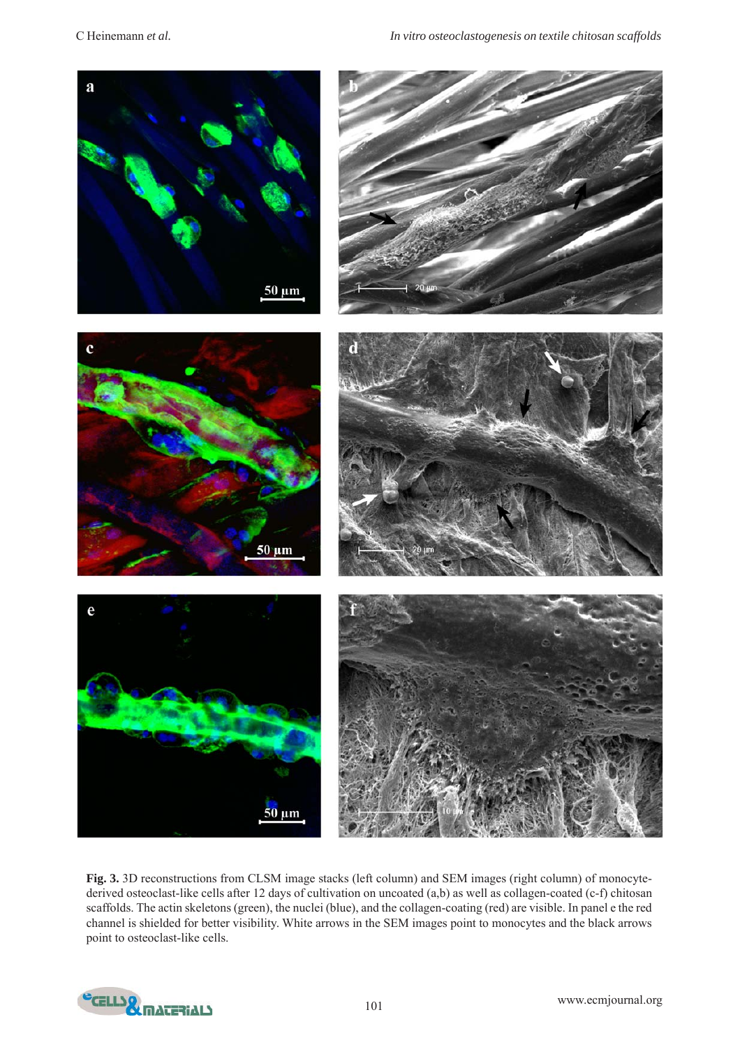**Fig. 3.** 3D reconstructions from CLSM image stacks (left column) and SEM images (right column) of monocyte-derived osteoclast-like cells after 12 days of cultivation on uncoated (a,b) as well as collagen-coated (c-f) chitosan scaffolds. The actin skeletons (green), the nuclei (blue), and the collagen-coating (red) are visible. In panel e the red channel is shielded for better visibility. White arrows in the SEM images point to monocytes and the black arrows point to osteoclast-like cells.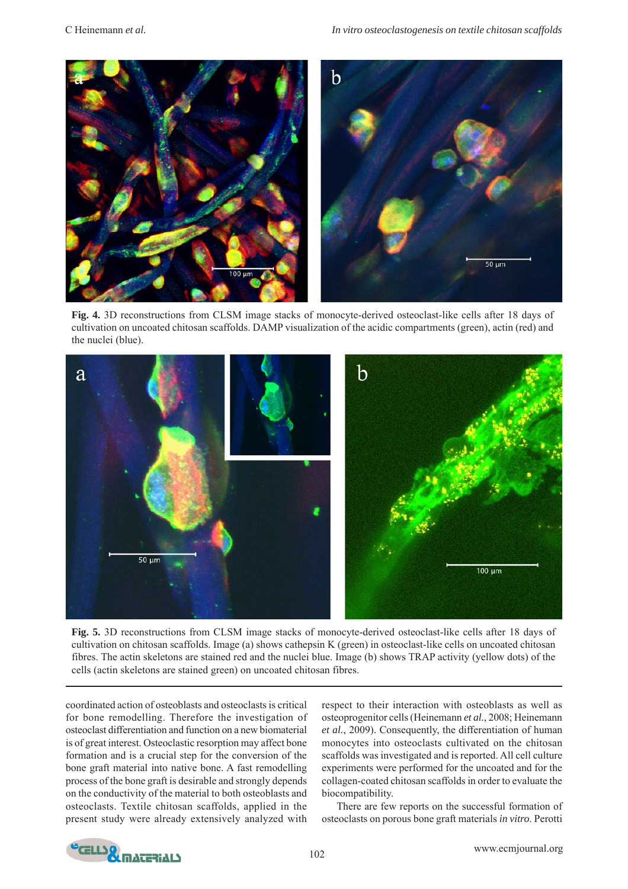**Fig. 4.** 3D reconstructions from CLSM image stacks of monocyte-derived osteoclast-like cells after 18 days of cultivation on uncoated chitosan scaffolds. DAMP visualization of the acidic compartments (green), actin (red) and the nuclei (blue).

**Fig. 5.** 3D reconstructions from CLSM image stacks of monocyte-derived osteoclast-like cells after 18 days of cultivation on chitosan scaffolds. Image (a) shows cathepsin K (green) in osteoclast-like cells on uncoated chitosan fibres. The actin skeletons are stained red and the nuclei blue. Image (b) shows TRAP activity (yellow dots) of the cells (actin skeletons are stained green) on uncoated chitosan fibres.

coordinated action of osteoblasts and osteoclasts is critical for bone remodelling. Therefore the investigation of osteoclast differentiation and function on a new biomaterial is of great interest. Osteoclastic resorption may affect bone formation and is a crucial step for the conversion of the bone graft material into native bone. A fast remodelling process of the bone graft is desirable and strongly depends on the conductivity of the material to both osteoblasts and osteoclasts. Textile chitosan scaffolds, applied in the present study were already extensively analyzed with respect to their interaction with osteoblasts as well as osteoprogenitor cells (Heinemann *et al.*, 2008; Heinemann *et al.*, 2009). Consequently, the differentiation of human monocytes into osteoclasts cultivated on the chitosan scaffolds was investigated and is reported. All cell culture experiments were performed for the uncoated and for the collagen-coated chitosan scaffolds in order to evaluate the biocompatibility.

There are few reports on the successful formation of osteoclasts on porous bone graft materials *in vitro*. Perotti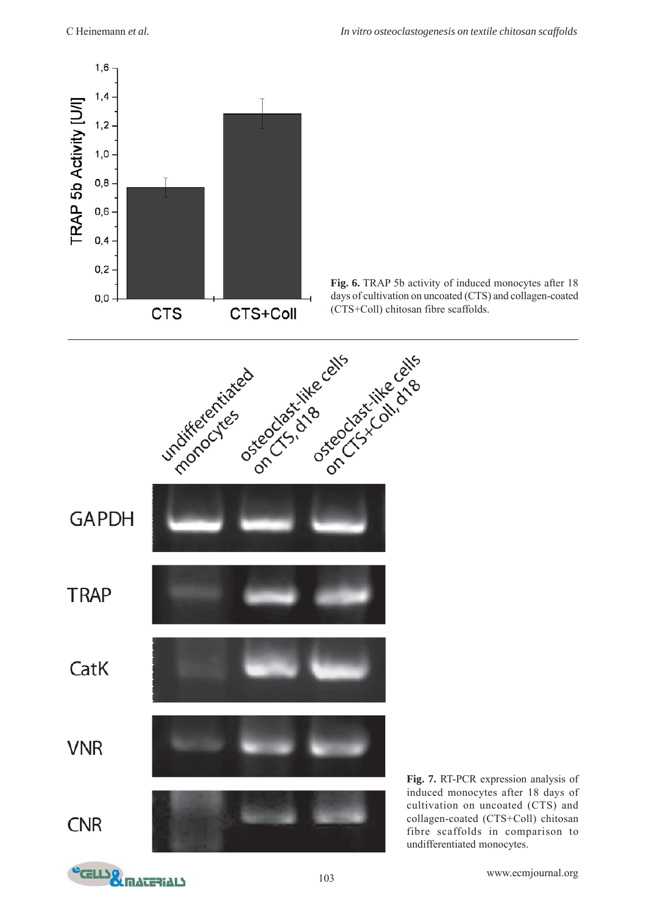**Fig. 6.** TRAP 5b activity of induced monocytes after 18 days of cultivation on uncoated (CTS) and collagen-coated (CTS+Coll) chitosan fibre scaffolds.

**Fig. 7.** RT-PCR expression analysis of induced monocytes after 18 days of cultivation on uncoated (CTS) and collagen-coated (CTS+Coll) chitosan fibre scaffolds in comparison to undifferentiated monocytes.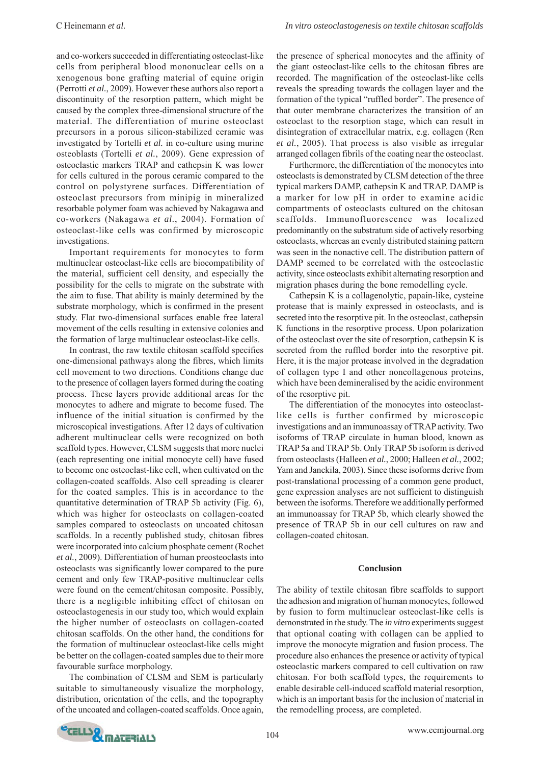and co-workers succeeded in differentiating osteoclast-like cells from peripheral blood mononuclear cells on a xenogenous bone grafting material of equine origin (Perrotti *et al.*, 2009). However these authors also report a discontinuity of the resorption pattern, which might be caused by the complex three-dimensional structure of the material. The differentiation of murine osteoclast precursors in a porous silicon-stabilized ceramic was investigated by Tortelli *et al.* in co-culture using murine osteoblasts (Tortelli *et al.*, 2009). Gene expression of osteoclastic markers TRAP and cathepsin K was lower for cells cultured in the porous ceramic compared to the control on polystyrene surfaces. Differentiation of osteoclast precursors from minipig in mineralized resorbable polymer foam was achieved by Nakagawa and co-workers (Nakagawa *et al.*, 2004). Formation of osteoclast-like cells was confirmed by microscopic investigations.

Important requirements for monocytes to form multinuclear osteoclast-like cells are biocompatibility of the material, sufficient cell density, and especially the possibility for the cells to migrate on the substrate with the aim to fuse. That ability is mainly determined by the substrate morphology, which is confirmed in the present study. Flat two-dimensional surfaces enable free lateral movement of the cells resulting in extensive colonies and the formation of large multinuclear osteoclast-like cells.

In contrast, the raw textile chitosan scaffold specifies one-dimensional pathways along the fibres, which limits cell movement to two directions. Conditions change due to the presence of collagen layers formed during the coating process. These layers provide additional areas for the monocytes to adhere and migrate to become fused. The influence of the initial situation is confirmed by the microscopical investigations. After 12 days of cultivation adherent multinuclear cells were recognized on both scaffold types. However, CLSM suggests that more nuclei (each representing one initial monocyte cell) have fused to become one osteoclast-like cell, when cultivated on the collagen-coated scaffolds. Also cell spreading is clearer for the coated samples. This is in accordance to the quantitative determination of TRAP 5b activity (Fig. 6), which was higher for osteoclasts on collagen-coated samples compared to osteoclasts on uncoated chitosan scaffolds. In a recently published study, chitosan fibres were incorporated into calcium phosphate cement (Rochet *et al.*, 2009). Differentiation of human preosteoclasts into osteoclasts was significantly lower compared to the pure cement and only few TRAP-positive multinuclear cells were found on the cement/chitosan composite. Possibly, there is a negligible inhibiting effect of chitosan on osteoclastogenesis in our study too, which would explain the higher number of osteoclasts on collagen-coated chitosan scaffolds. On the other hand, the conditions for the formation of multinuclear osteoclast-like cells might be better on the collagen-coated samples due to their more favourable surface morphology.

The combination of CLSM and SEM is particularly suitable to simultaneously visualize the morphology, distribution, orientation of the cells, and the topography of the uncoated and collagen-coated scaffolds. Once again, the presence of spherical monocytes and the affinity of the giant osteoclast-like cells to the chitosan fibres are recorded. The magnification of the osteoclast-like cells reveals the spreading towards the collagen layer and the formation of the typical "ruffled border". The presence of that outer membrane characterizes the transition of an osteoclast to the resorption stage, which can result in disintegration of extracellular matrix, e.g. collagen (Ren *et al.*, 2005). That process is also visible as irregular arranged collagen fibrils of the coating near the osteoclast.

Furthermore, the differentiation of the monocytes into osteoclasts is demonstrated by CLSM detection of the three typical markers DAMP, cathepsin K and TRAP. DAMP is a marker for low pH in order to examine acidic compartments of osteoclasts cultured on the chitosan scaffolds. Immunofluorescence was localized predominantly on the substratum side of actively resorbing osteoclasts, whereas an evenly distributed staining pattern was seen in the nonactive cell. The distribution pattern of DAMP seemed to be correlated with the osteoclastic activity, since osteoclasts exhibit alternating resorption and migration phases during the bone remodelling cycle.

Cathepsin K is a collagenolytic, papain-like, cysteine protease that is mainly expressed in osteoclasts, and is secreted into the resorptive pit. In the osteoclast, cathepsin K functions in the resorptive process. Upon polarization of the osteoclast over the site of resorption, cathepsin K is secreted from the ruffled border into the resorptive pit. Here, it is the major protease involved in the degradation of collagen type I and other noncollagenous proteins, which have been demineralised by the acidic environment of the resorptive pit.

The differentiation of the monocytes into osteoclast-like cells is further confirmed by microscopic investigations and an immunoassay of TRAP activity. Two isoforms of TRAP circulate in human blood, known as TRAP 5a and TRAP 5b. Only TRAP 5b isoform is derived from osteoclasts (Halleen *et al.*, 2000; Halleen *et al.*, 2002; Yam and Janckila, 2003). Since these isoforms derive from post-translational processing of a common gene product, gene expression analyses are not sufficient to distinguish between the isoforms. Therefore we additionally performed an immunoassay for TRAP 5b, which clearly showed the presence of TRAP 5b in our cell cultures on raw and collagen-coated chitosan.

## Conclusion

The ability of textile chitosan fibre scaffolds to support the adhesion and migration of human monocytes, followed by fusion to form multinuclear osteoclast-like cells is demonstrated in the study. The *in vitro* experiments suggest that optional coating with collagen can be applied to improve the monocyte migration and fusion process. The procedure also enhances the presence or activity of typical osteoclastic markers compared to cell cultivation on raw chitosan. For both scaffold types, the requirements to enable desirable cell-induced scaffold material resorption, which is an important basis for the inclusion of material in the remodelling process, are completed.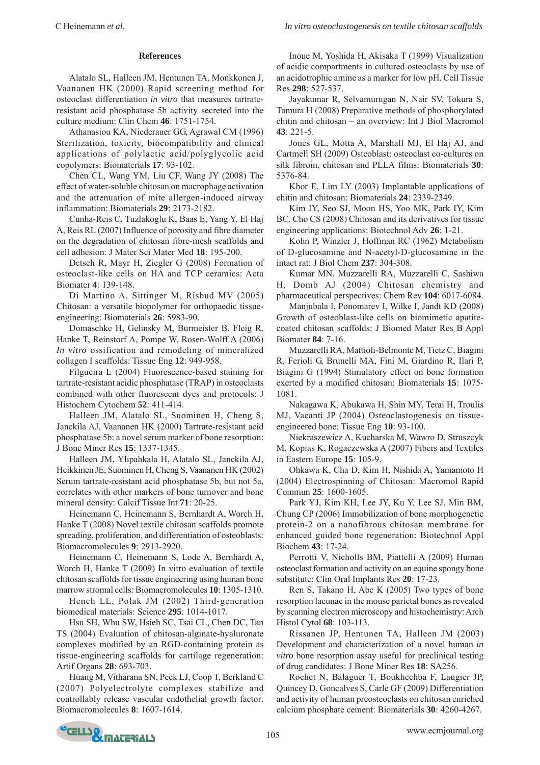## References

Alatalo SL, Halleen JM, Hentunen TA, Monkkonen J, Vaananen HK (2000) Rapid screening method for osteoclast differentiation *in vitro* that measures tartrate-resistant acid phosphatase 5b activity secreted into the culture medium: Clin Chem **46**: 1751-1754.

Athanasiou KA, Niederauer GG, Agrawal CM (1996) Sterilization, toxicity, biocompatibility and clinical applications of polylactic acid/polyglycolic acid copolymers: Biomaterials **17**: 93-102.

Chen CL, Wang YM, Liu CF, Wang JY (2008) The effect of water-soluble chitosan on macrophage activation and the attenuation of mite allergen-induced airway inflammation: Biomaterials **29**: 2173-2182.

Cunha-Reis C, Tuzlakoglu K, Baas E, Yang Y, El Haj A, Reis RL (2007) Influence of porosity and fibre diameter on the degradation of chitosan fibre-mesh scaffolds and cell adhesion: J Mater Sci Mater Med **18**: 195-200.

Detsch R, Mayr H, Ziegler G (2008) Formation of osteoclast-like cells on HA and TCP ceramics: Acta Biomater **4**: 139-148.

Di Martino A, Sittinger M, Risbud MV (2005) Chitosan: a versatile biopolymer for orthopaedic tissue-engineering: Biomaterials **26**: 5983-90.

Domaschke H, Gelinsky M, Burmeister B, Fleig R, Hanke T, Reinstorf A, Pompe W, Rosen-Wolff A (2006) *In vitro* ossification and remodeling of mineralized collagen I scaffolds: Tissue Eng **12**: 949-958.

Filgueira L (2004) Fluorescence-based staining for tartrate-resistant acidic phosphatase (TRAP) in osteoclasts combined with other fluorescent dyes and protocols: J Histochem Cytochem **52**: 411-414.

Halleen JM, Alatalo SL, Suominen H, Cheng S, Janckila AJ, Vaananen HK (2000) Tartrate-resistant acid phosphatase 5b: a novel serum marker of bone resorption: J Bone Miner Res **15**: 1337-1345.

Halleen JM, Ylipahkala H, Alatalo SL, Janckila AJ, Heikkinen JE, Suominen H, Cheng S, Vaananen HK (2002) Serum tartrate-resistant acid phosphatase 5b, but not 5a, correlates with other markers of bone turnover and bone mineral density: Calcif Tissue Int **71**: 20-25.

Heinemann C, Heinemann S, Bernhardt A, Worch H, Hanke T (2008) Novel textile chitosan scaffolds promote spreading, proliferation, and differentiation of osteoblasts: Biomacromolecules **9**: 2913-2920.

Heinemann C, Heinemann S, Lode A, Bernhardt A, Worch H, Hanke T (2009) In vitro evaluation of textile chitosan scaffolds for tissue engineering using human bone marrow stromal cells: Biomacromolecules **10**: 1305-1310.

Hench LL, Polak JM (2002) Third-generation biomedical materials: Science **295**: 1014-1017.

Hsu SH, Whu SW, Hsieh SC, Tsai CL, Chen DC, Tan TS (2004) Evaluation of chitosan-alginate-hyaluronate complexes modified by an RGD-containing protein as tissue-engineering scaffolds for cartilage regeneration: Artif Organs **28**: 693-703.

Huang M, Vitharana SN, Peek LJ, Coop T, Berkland C (2007) Polyelectrolyte complexes stabilize and controllably release vascular endothelial growth factor: Biomacromolecules **8**: 1607-1614.

Inoue M, Yoshida H, Akisaka T (1999) Visualization of acidic compartments in cultured osteoclasts by use of an acidotrophic amine as a marker for low pH. Cell Tissue Res **298**: 527-537.

Jayakumar R, Selvamurugan N, Nair SV, Tokura S, Tamura H (2008) Preparative methods of phosphorylated chitin and chitosan – an overview: Int J Biol Macromol **43**: 221-5.

Jones GL, Motta A, Marshall MJ, El Haj AJ, and Cartmell SH (2009) Osteoblast: osteoclast co-cultures on silk fibroin, chitosan and PLLA films: Biomaterials **30**: 5376-84.

Khor E, Lim LY (2003) Implantable applications of chitin and chitosan: Biomaterials **24**: 2339-2349.

Kim IY, Seo SJ, Moon HS, Yoo MK, Park IY, Kim BC, Cho CS (2008) Chitosan and its derivatives for tissue engineering applications: Biotechnol Adv **26**: 1-21.

Kohn P, Winzler J, Hoffman RC (1962) Metabolism of D-glucosamine and N-acetyl-D-glucosamine in the intact rat: J Biol Chem **237**: 304-308.

Kumar MN, Muzzarelli RA, Muzzarelli C, Sashiwa H, Domb AJ (2004) Chitosan chemistry and pharmaceutical perspectives: Chem Rev **104**: 6017-6084.

Manjubala I, Ponomarev I, Wilke I, Jandt KD (2008) Growth of osteoblast-like cells on biomimetic apatite-coated chitosan scaffolds: J Biomed Mater Res B Appl Biomater **84**: 7-16.

Muzzarelli RA, Mattioli-Belmonte M, Tietz C, Biagini R, Ferioli G, Brunelli MA, Fini M, Giardino R, Ilari P, Biagini G (1994) Stimulatory effect on bone formation exerted by a modified chitosan: Biomaterials **15**: 1075-1081.

Nakagawa K, Abukawa H, Shin MY, Terai H, Troulis MJ, Vacanti JP (2004) Osteoclastogenesis on tissue-engineered bone: Tissue Eng **10**: 93-100.

Niekraszewicz A, Kucharska M, Wawro D, Struszczyk M, Kopias K, Rogaczewska A (2007) Fibers and Textiles in Eastern Europe **15**: 105-9.

Ohkawa K, Cha D, Kim H, Nishida A, Yamamoto H (2004) Electrospinning of Chitosan: Macromol Rapid Commun **25**: 1600-1605.

Park YJ, Kim KH, Lee JY, Ku Y, Lee SJ, Min BM, Chung CP (2006) Immobilization of bone morphogenetic protein-2 on a nanofibrous chitosan membrane for enhanced guided bone regeneration: Biotechnol Appl Biochem **43**: 17-24.

Perrotti V, Nicholls BM, Piattelli A (2009) Human osteoclast formation and activity on an equine spongy bone substitute: Clin Oral Implants Res **20**: 17-23.

Ren S, Takano H, Abe K (2005) Two types of bone resorption lacunae in the mouse parietal bones as revealed by scanning electron microscopy and histochemistry: Arch Histol Cytol **68**: 103-113.

Rissanen JP, Hentunen TA, Halleen JM (2003) Development and characterization of a novel human *in vitro* bone resorption assay useful for preclinical testing of drug candidates: J Bone Miner Res **18**: SA256.

Rochet N, Balaguer T, Boukhechba F, Laugier JP, Quincey D, Goncalves S, Carle GF (2009) Differentiation and activity of human preosteoclasts on chitosan enriched calcium phosphate cement: Biomaterials **30**: 4260-4267.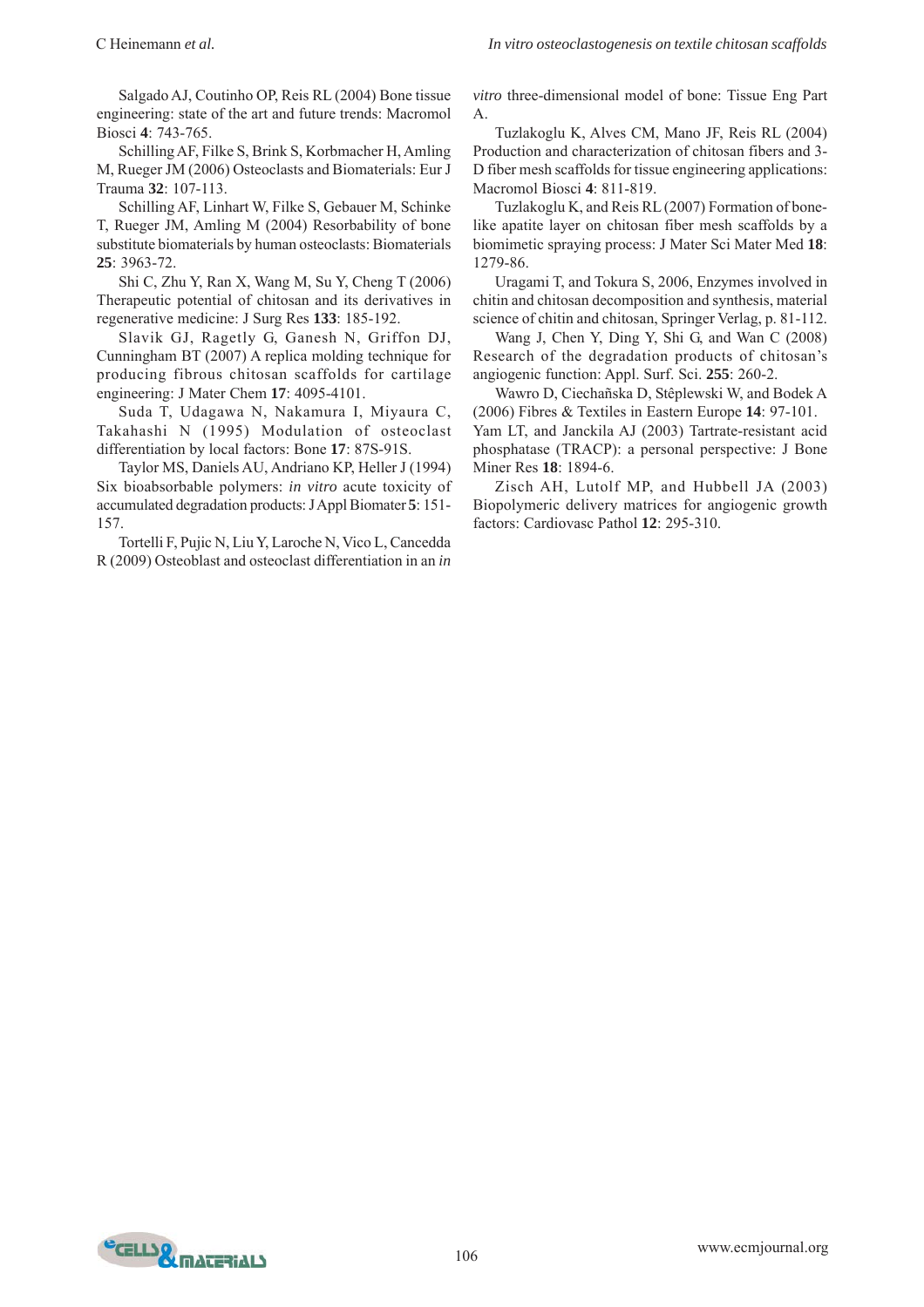Salgado AJ, Coutinho OP, Reis RL (2004) Bone tissue engineering: state of the art and future trends: Macromol Biosci **4**: 743-765.

Schilling AF, Filke S, Brink S, Korbmacher H, Amling M, Rueger JM (2006) Osteoclasts and Biomaterials: Eur J Trauma **32**: 107-113.

Schilling AF, Linhart W, Filke S, Gebauer M, Schinke T, Rueger JM, Amling M (2004) Resorbability of bone substitute biomaterials by human osteoclasts: Biomaterials **25**: 3963-72.

Shi C, Zhu Y, Ran X, Wang M, Su Y, Cheng T (2006) Therapeutic potential of chitosan and its derivatives in regenerative medicine: J Surg Res **133**: 185-192.

Slavik GJ, Ragetly G, Ganesh N, Griffon DJ, Cunningham BT (2007) A replica molding technique for producing fibrous chitosan scaffolds for cartilage engineering: J Mater Chem **17**: 4095-4101.

Suda T, Udagawa N, Nakamura I, Miyaura C, Takahashi N (1995) Modulation of osteoclast differentiation by local factors: Bone **17**: 87S-91S.

Taylor MS, Daniels AU, Andriano KP, Heller J (1994) Six bioabsorbable polymers: *in vitro* acute toxicity of accumulated degradation products: J Appl Biomater **5**: 151-157.

Tortelli F, Pujic N, Liu Y, Laroche N, Vico L, Cancedda R (2009) Osteoblast and osteoclast differentiation in an *in vitro* three-dimensional model of bone: Tissue Eng Part A.

Tuzlakoglu K, Alves CM, Mano JF, Reis RL (2004) Production and characterization of chitosan fibers and 3-D fiber mesh scaffolds for tissue engineering applications: Macromol Biosci **4**: 811-819.

Tuzlakoglu K, and Reis RL (2007) Formation of bone-like apatite layer on chitosan fiber mesh scaffolds by a biomimetic spraying process: J Mater Sci Mater Med **18**: 1279-86.

Uragami T, and Tokura S, 2006, Enzymes involved in chitin and chitosan decomposition and synthesis, material science of chitin and chitosan, Springer Verlag, p. 81-112.

Wang J, Chen Y, Ding Y, Shi G, and Wan C (2008) Research of the degradation products of chitosan's angiogenic function: Appl. Surf. Sci. **255**: 260-2.

Wawro D, Ciechañska D, Stêplewski W, and Bodek A (2006) Fibres & Textiles in Eastern Europe **14**: 97-101.

Yam LT, and Janckila AJ (2003) Tartrate-resistant acid phosphatase (TRACP): a personal perspective: J Bone Miner Res **18**: 1894-6.

Zisch AH, Lutolf MP, and Hubbell JA (2003) Biopolymeric delivery matrices for angiogenic growth factors: Cardiovasc Pathol **12**: 295-310.